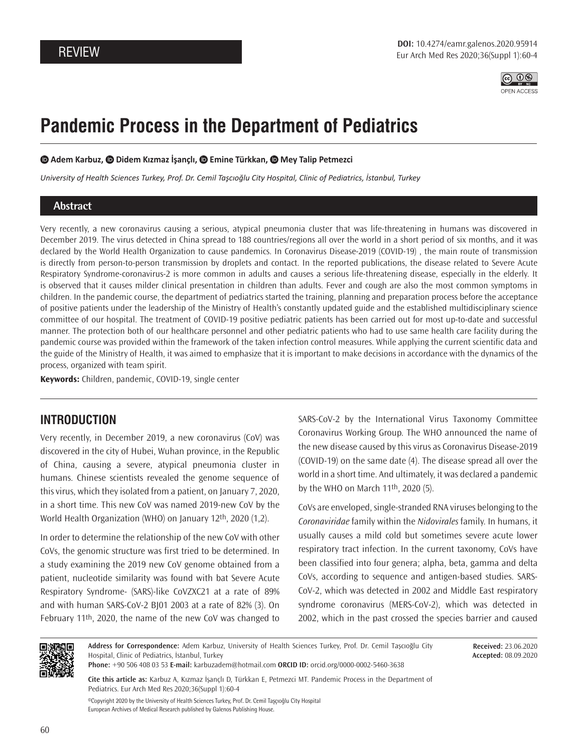REVIEW

DOI: 10.4274/eamr.galenos.2020.95914

# Pandemic Process in the Department of Pediatrics

Adem Karbuz, Didem Kızmaz İşançlı, Emine Türkkan, Mey Talip Petmezci

*University of Health Sciences Turkey, Prof. Dr. Cemil Taşcıoğlu City Hospital, Clinic of Pediatrics, İstanbul, Turkey*

## Abstract

Very recently, a new coronavirus causing a serious, atypical pneumonia cluster that was life-threatening in humans was discovered in December 2019. The virus detected in China spread to 188 countries/regions all over the world in a short period of six months, and it was declared by the World Health Organization to cause pandemics. In Coronavirus Disease-2019 (COVID-19) , the main route of transmission is directly from person-to-person transmission by droplets and contact. In the reported publications, the disease related to Severe Acute Respiratory Syndrome-coronavirus-2 is more common in adults and causes a serious life-threatening disease, especially in the elderly. It is observed that it causes milder clinical presentation in children than adults. Fever and cough are also the most common symptoms in children. In the pandemic course, the department of pediatrics started the training, planning and preparation process before the acceptance of positive patients under the leadership of the Ministry of Health's constantly updated guide and the established multidisciplinary science committee of our hospital. The treatment of COVID-19 positive pediatric patients has been carried out for most up-to-date and successful manner. The protection both of our healthcare personnel and other pediatric patients who had to use same health care facility during the pandemic course was provided within the framework of the taken infection control measures. While applying the current scientific data and the guide of the Ministry of Health, it was aimed to emphasize that it is important to make decisions in accordance with the dynamics of the process, organized with team spirit.

**Keywords:** Children, pandemic, COVID-19, single center

## INTRODUCTION

Very recently, in December 2019, a new coronavirus (CoV) was discovered in the city of Hubei, Wuhan province, in the Republic of China, causing a severe, atypical pneumonia cluster in humans. Chinese scientists revealed the genome sequence of this virus, which they isolated from a patient, on January 7, 2020, in a short time. This new CoV was named 2019-new CoV by the World Health Organization (WHO) on January 12th, 2020 (1,2).

In order to determine the relationship of the new CoV with other CoVs, the genomic structure was first tried to be determined. In a study examining the 2019 new CoV genome obtained from a patient, nucleotide similarity was found with bat Severe Acute Respiratory Syndrome- (SARS)-like CoVZXC21 at a rate of 89% and with human SARS-CoV-2 BJ01 2003 at a rate of 82% (3). On February 11th, 2020, the name of the new CoV was changed to SARS-CoV-2 by the International Virus Taxonomy Committee Coronavirus Working Group. The WHO announced the name of the new disease caused by this virus as Coronavirus Disease-2019 (COVID-19) on the same date (4). The disease spread all over the world in a short time. And ultimately, it was declared a pandemic by the WHO on March 11th, 2020 (5).

CoVs are enveloped, single-stranded RNA viruses belonging to the *Coronaviridae* family within the *Nidovirales* family. In humans, it usually causes a mild cold but sometimes severe acute lower respiratory tract infection. In the current taxonomy, CoVs have been classified into four genera; alpha, beta, gamma and delta CoVs, according to sequence and antigen-based studies. SARS-CoV-2, which was detected in 2002 and Middle East respiratory syndrome coronavirus (MERS-CoV-2), which was detected in 2002, which in the past crossed the species barrier and caused

**Address for Correspondence:** Adem Karbuz, University of Health Sciences Turkey, Prof. Dr. Cemil Taşcıoğlu City Hospital, Clinic of Pediatrics, İstanbul, Turkey
**Phone:** +90 506 408 03 53 **E-mail:** karbuzadem@hotmail.com **ORCID ID:** orcid.org/0000-0002-5460-3638

**Received:** 23.06.2020
**Accepted:** 08.09.2020

**Cite this article as:** Karbuz A, Kızmaz İşançlı D, Türkkan E, Petmezci MT. Pandemic Process in the Department of Pediatrics. Eur Arch Med Res 2020;36(Suppl 1):60-4

©Copyright 2020 by the University of Health Sciences Turkey, Prof. Dr. Cemil Taşçıoğlu City Hospital
European Archives of Medical Research published by Galenos Publishing House.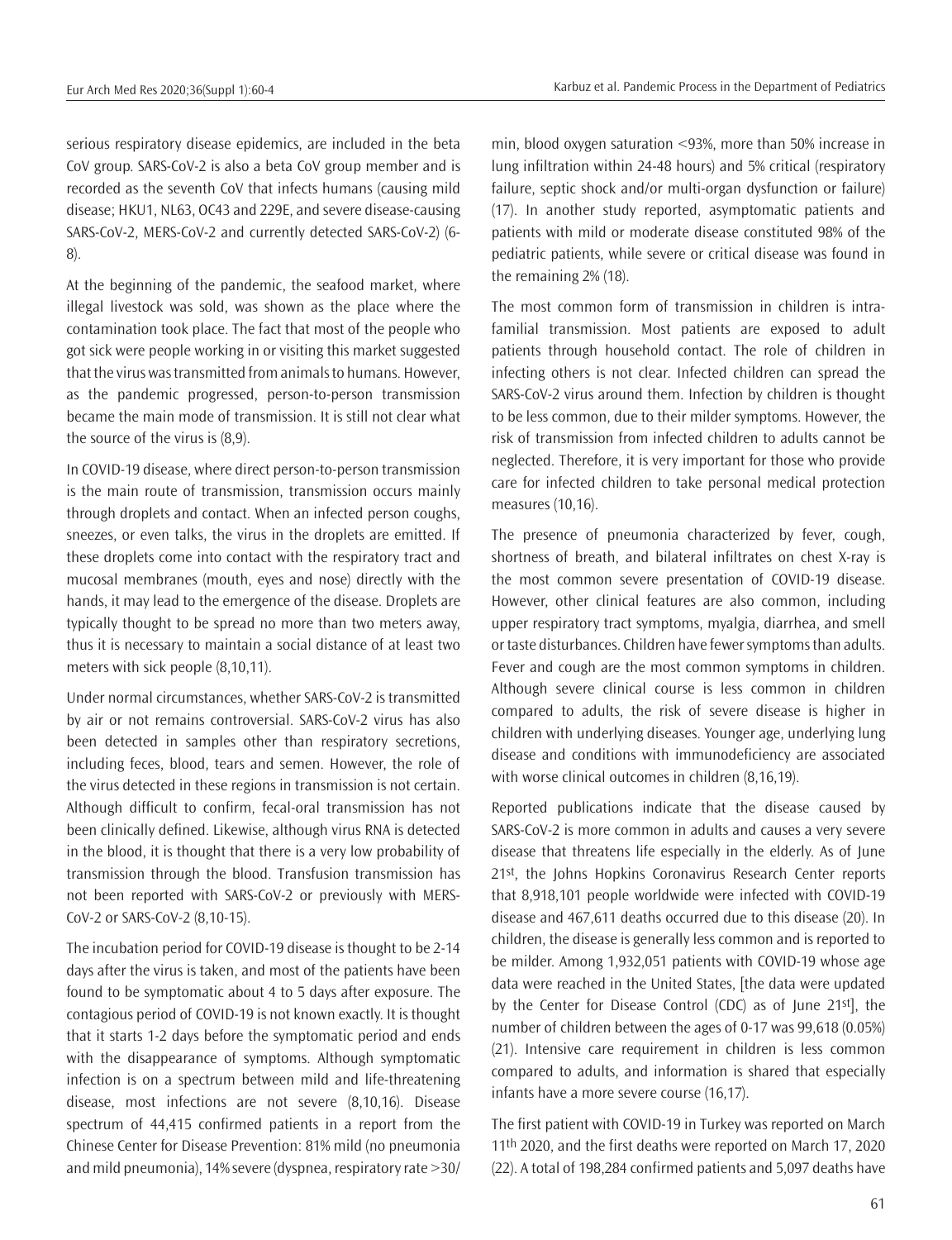serious respiratory disease epidemics, are included in the beta CoV group. SARS-CoV-2 is also a beta CoV group member and is recorded as the seventh CoV that infects humans (causing mild disease; HKU1, NL63, OC43 and 229E, and severe disease-causing SARS-CoV-2, MERS-CoV-2 and currently detected SARS-CoV-2) (6-8).

At the beginning of the pandemic, the seafood market, where illegal livestock was sold, was shown as the place where the contamination took place. The fact that most of the people who got sick were people working in or visiting this market suggested that the virus was transmitted from animals to humans. However, as the pandemic progressed, person-to-person transmission became the main mode of transmission. It is still not clear what the source of the virus is (8,9).

In COVID-19 disease, where direct person-to-person transmission is the main route of transmission, transmission occurs mainly through droplets and contact. When an infected person coughs, sneezes, or even talks, the virus in the droplets are emitted. If these droplets come into contact with the respiratory tract and mucosal membranes (mouth, eyes and nose) directly with the hands, it may lead to the emergence of the disease. Droplets are typically thought to be spread no more than two meters away, thus it is necessary to maintain a social distance of at least two meters with sick people (8,10,11).

Under normal circumstances, whether SARS-CoV-2 is transmitted by air or not remains controversial. SARS-CoV-2 virus has also been detected in samples other than respiratory secretions, including feces, blood, tears and semen. However, the role of the virus detected in these regions in transmission is not certain. Although difficult to confirm, fecal-oral transmission has not been clinically defined. Likewise, although virus RNA is detected in the blood, it is thought that there is a very low probability of transmission through the blood. Transfusion transmission has not been reported with SARS-CoV-2 or previously with MERS-CoV-2 or SARS-CoV-2 (8,10-15).

The incubation period for COVID-19 disease is thought to be 2-14 days after the virus is taken, and most of the patients have been found to be symptomatic about 4 to 5 days after exposure. The contagious period of COVID-19 is not known exactly. It is thought that it starts 1-2 days before the symptomatic period and ends with the disappearance of symptoms. Although symptomatic infection is on a spectrum between mild and life-threatening disease, most infections are not severe (8,10,16). Disease spectrum of 44,415 confirmed patients in a report from the Chinese Center for Disease Prevention: 81% mild (no pneumonia and mild pneumonia), 14% severe (dyspnea, respiratory rate >30/min, blood oxygen saturation <93%, more than 50% increase in lung infiltration within 24-48 hours) and 5% critical (respiratory failure, septic shock and/or multi-organ dysfunction or failure) (17). In another study reported, asymptomatic patients and patients with mild or moderate disease constituted 98% of the pediatric patients, while severe or critical disease was found in the remaining 2% (18).

The most common form of transmission in children is intra-familial transmission. Most patients are exposed to adult patients through household contact. The role of children in infecting others is not clear. Infected children can spread the SARS-CoV-2 virus around them. Infection by children is thought to be less common, due to their milder symptoms. However, the risk of transmission from infected children to adults cannot be neglected. Therefore, it is very important for those who provide care for infected children to take personal medical protection measures (10,16).

The presence of pneumonia characterized by fever, cough, shortness of breath, and bilateral infiltrates on chest X-ray is the most common severe presentation of COVID-19 disease. However, other clinical features are also common, including upper respiratory tract symptoms, myalgia, diarrhea, and smell or taste disturbances. Children have fewer symptoms than adults. Fever and cough are the most common symptoms in children. Although severe clinical course is less common in children compared to adults, the risk of severe disease is higher in children with underlying diseases. Younger age, underlying lung disease and conditions with immunodeficiency are associated with worse clinical outcomes in children (8,16,19).

Reported publications indicate that the disease caused by SARS-CoV-2 is more common in adults and causes a very severe disease that threatens life especially in the elderly. As of June 21st, the Johns Hopkins Coronavirus Research Center reports that 8,918,101 people worldwide were infected with COVID-19 disease and 467,611 deaths occurred due to this disease (20). In children, the disease is generally less common and is reported to be milder. Among 1,932,051 patients with COVID-19 whose age data were reached in the United States, [the data were updated by the Center for Disease Control (CDC) as of June 21st], the number of children between the ages of 0-17 was 99,618 (0.05%) (21). Intensive care requirement in children is less common compared to adults, and information is shared that especially infants have a more severe course (16,17).

The first patient with COVID-19 in Turkey was reported on March 11th 2020, and the first deaths were reported on March 17, 2020 (22). A total of 198,284 confirmed patients and 5,097 deaths have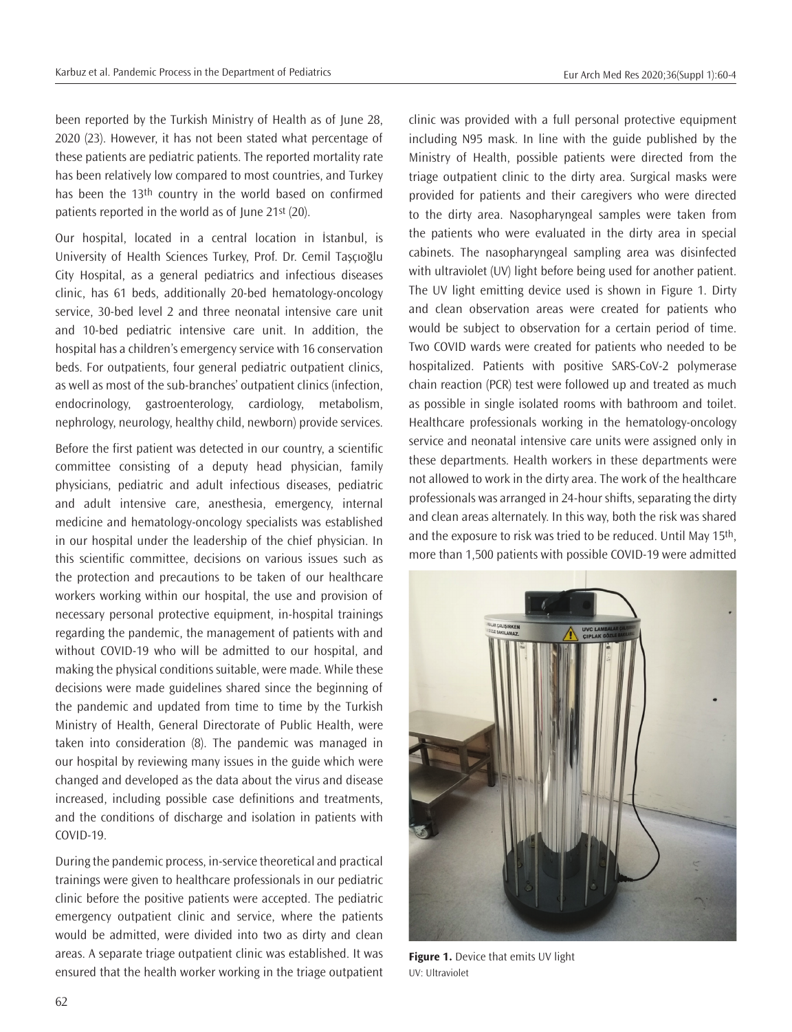been reported by the Turkish Ministry of Health as of June 28, 2020 (23). However, it has not been stated what percentage of these patients are pediatric patients. The reported mortality rate has been relatively low compared to most countries, and Turkey has been the 13th country in the world based on confirmed patients reported in the world as of June 21st (20).

Our hospital, located in a central location in İstanbul, is University of Health Sciences Turkey, Prof. Dr. Cemil Taşçıoğlu City Hospital, as a general pediatrics and infectious diseases clinic, has 61 beds, additionally 20-bed hematology-oncology service, 30-bed level 2 and three neonatal intensive care unit and 10-bed pediatric intensive care unit. In addition, the hospital has a children's emergency service with 16 conservation beds. For outpatients, four general pediatric outpatient clinics, as well as most of the sub-branches' outpatient clinics (infection, endocrinology, gastroenterology, cardiology, metabolism, nephrology, neurology, healthy child, newborn) provide services.

Before the first patient was detected in our country, a scientific committee consisting of a deputy head physician, family physicians, pediatric and adult infectious diseases, pediatric and adult intensive care, anesthesia, emergency, internal medicine and hematology-oncology specialists was established in our hospital under the leadership of the chief physician. In this scientific committee, decisions on various issues such as the protection and precautions to be taken of our healthcare workers working within our hospital, the use and provision of necessary personal protective equipment, in-hospital trainings regarding the pandemic, the management of patients with and without COVID-19 who will be admitted to our hospital, and making the physical conditions suitable, were made. While these decisions were made guidelines shared since the beginning of the pandemic and updated from time to time by the Turkish Ministry of Health, General Directorate of Public Health, were taken into consideration (8). The pandemic was managed in our hospital by reviewing many issues in the guide which were changed and developed as the data about the virus and disease increased, including possible case definitions and treatments, and the conditions of discharge and isolation in patients with COVID-19.

During the pandemic process, in-service theoretical and practical trainings were given to healthcare professionals in our pediatric clinic before the positive patients were accepted. The pediatric emergency outpatient clinic and service, where the patients would be admitted, were divided into two as dirty and clean areas. A separate triage outpatient clinic was established. It was ensured that the health worker working in the triage outpatient clinic was provided with a full personal protective equipment including N95 mask. In line with the guide published by the Ministry of Health, possible patients were directed from the triage outpatient clinic to the dirty area. Surgical masks were provided for patients and their caregivers who were directed to the dirty area. Nasopharyngeal samples were taken from the patients who were evaluated in the dirty area in special cabinets. The nasopharyngeal sampling area was disinfected with ultraviolet (UV) light before being used for another patient. The UV light emitting device used is shown in Figure 1. Dirty and clean observation areas were created for patients who would be subject to observation for a certain period of time. Two COVID wards were created for patients who needed to be hospitalized. Patients with positive SARS-CoV-2 polymerase chain reaction (PCR) test were followed up and treated as much as possible in single isolated rooms with bathroom and toilet. Healthcare professionals working in the hematology-oncology service and neonatal intensive care units were assigned only in these departments. Health workers in these departments were not allowed to work in the dirty area. The work of the healthcare professionals was arranged in 24-hour shifts, separating the dirty and clean areas alternately. In this way, both the risk was shared and the exposure to risk was tried to be reduced. Until May 15th, more than 1,500 patients with possible COVID-19 were admitted

**Figure 1.** Device that emits UV light
UV: Ultraviolet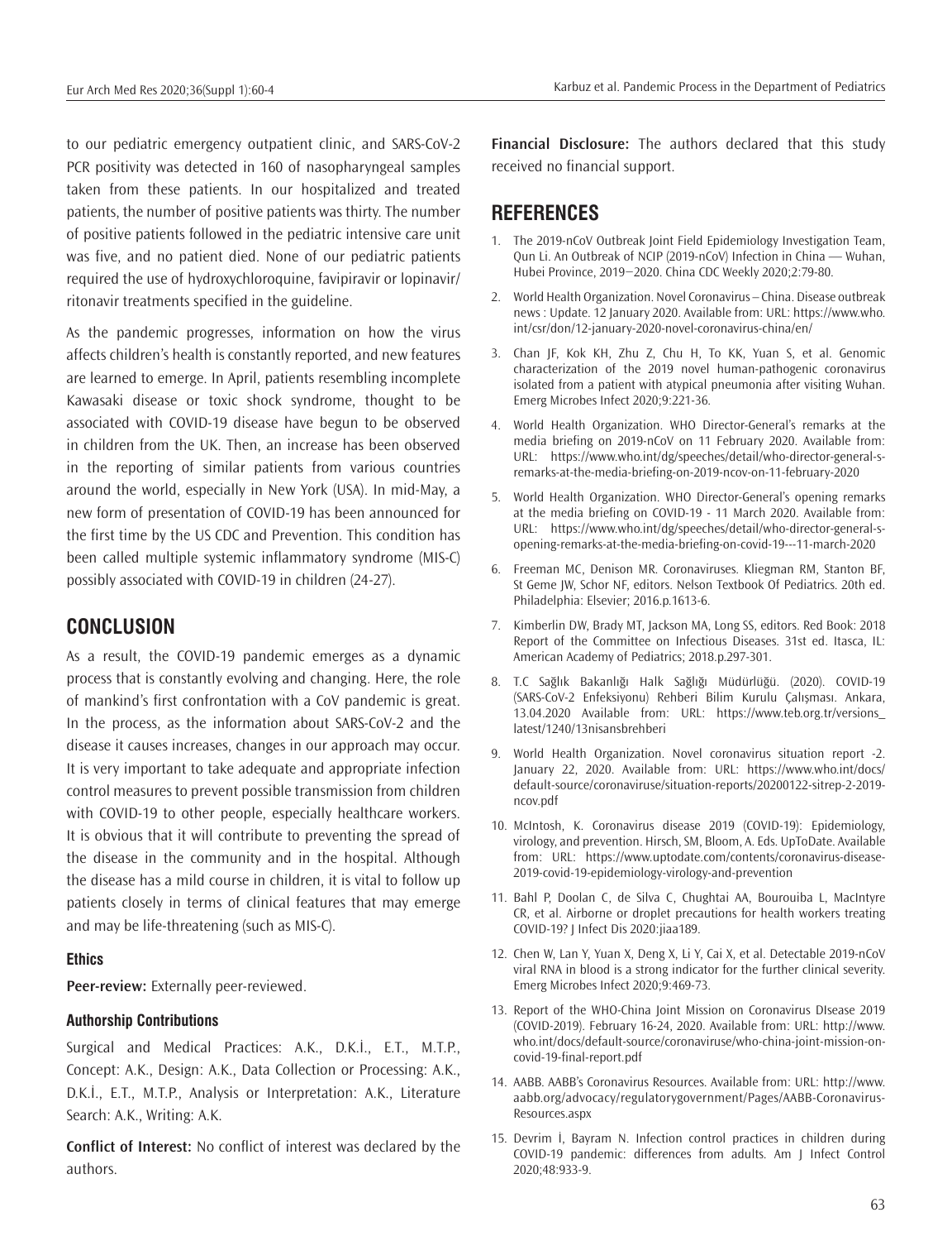to our pediatric emergency outpatient clinic, and SARS-CoV-2 PCR positivity was detected in 160 of nasopharyngeal samples taken from these patients. In our hospitalized and treated patients, the number of positive patients was thirty. The number of positive patients followed in the pediatric intensive care unit was five, and no patient died. None of our pediatric patients required the use of hydroxychloroquine, favipiravir or lopinavir/ritonavir treatments specified in the guideline.

As the pandemic progresses, information on how the virus affects children's health is constantly reported, and new features are learned to emerge. In April, patients resembling incomplete Kawasaki disease or toxic shock syndrome, thought to be associated with COVID-19 disease have begun to be observed in children from the UK. Then, an increase has been observed in the reporting of similar patients from various countries around the world, especially in New York (USA). In mid-May, a new form of presentation of COVID-19 has been announced for the first time by the US CDC and Prevention. This condition has been called multiple systemic inflammatory syndrome (MIS-C) possibly associated with COVID-19 in children (24-27).

## CONCLUSION

As a result, the COVID-19 pandemic emerges as a dynamic process that is constantly evolving and changing. Here, the role of mankind's first confrontation with a CoV pandemic is great. In the process, as the information about SARS-CoV-2 and the disease it causes increases, changes in our approach may occur. It is very important to take adequate and appropriate infection control measures to prevent possible transmission from children with COVID-19 to other people, especially healthcare workers. It is obvious that it will contribute to preventing the spread of the disease in the community and in the hospital. Although the disease has a mild course in children, it is vital to follow up patients closely in terms of clinical features that may emerge and may be life-threatening (such as MIS-C).

### Ethics

**Peer-review:** Externally peer-reviewed.

### Authorship Contributions

Surgical and Medical Practices: A.K., D.K.İ., E.T., M.T.P., Concept: A.K., Design: A.K., Data Collection or Processing: A.K., D.K.İ., E.T., M.T.P., Analysis or Interpretation: A.K., Literature Search: A.K., Writing: A.K.

**Conflict of Interest:** No conflict of interest was declared by the authors.

**Financial Disclosure:** The authors declared that this study received no financial support.

## REFERENCES

1. The 2019-nCoV Outbreak Joint Field Epidemiology Investigation Team, Qun Li. An Outbreak of NCIP (2019-nCoV) Infection in China — Wuhan, Hubei Province, 2019−2020. China CDC Weekly 2020;2:79-80.
2. World Health Organization. Novel Coronavirus – China. Disease outbreak news : Update. 12 January 2020. Available from: URL: https://www.who.int/csr/don/12-january-2020-novel-coronavirus-china/en/
3. Chan JF, Kok KH, Zhu Z, Chu H, To KK, Yuan S, et al. Genomic characterization of the 2019 novel human-pathogenic coronavirus isolated from a patient with atypical pneumonia after visiting Wuhan. Emerg Microbes Infect 2020;9:221-36.
4. World Health Organization. WHO Director-General's remarks at the media briefing on 2019-nCoV on 11 February 2020. Available from: URL: https://www.who.int/dg/speeches/detail/who-director-general-s-remarks-at-the-media-briefing-on-2019-ncov-on-11-february-2020
5. World Health Organization. WHO Director-General's opening remarks at the media briefing on COVID-19 - 11 March 2020. Available from: URL: https://www.who.int/dg/speeches/detail/who-director-general-s-opening-remarks-at-the-media-briefing-on-covid-19---11-march-2020
6. Freeman MC, Denison MR. Coronaviruses. Kliegman RM, Stanton BF, St Geme JW, Schor NF, editors. Nelson Textbook Of Pediatrics. 20th ed. Philadelphia: Elsevier; 2016.p.1613-6.
7. Kimberlin DW, Brady MT, Jackson MA, Long SS, editors. Red Book: 2018 Report of the Committee on Infectious Diseases. 31st ed. Itasca, IL: American Academy of Pediatrics; 2018.p.297-301.
8. T.C Sağlık Bakanlığı Halk Sağlığı Müdürlüğü. (2020). COVID-19 (SARS-CoV-2 Enfeksiyonu) Rehberi Bilim Kurulu Çalışması. Ankara, 13.04.2020 Available from: URL: https://www.teb.org.tr/versions_latest/1240/13nisansbrehberi
9. World Health Organization. Novel coronavirus situation report -2. January 22, 2020. Available from: URL: https://www.who.int/docs/default-source/coronaviruse/situation-reports/20200122-sitrep-2-2019-ncov.pdf
10. McIntosh, K. Coronavirus disease 2019 (COVID-19): Epidemiology, virology, and prevention. Hirsch, SM, Bloom, A. Eds. UpToDate. Available from: URL: https://www.uptodate.com/contents/coronavirus-disease-2019-covid-19-epidemiology-virology-and-prevention
11. Bahl P, Doolan C, de Silva C, Chughtai AA, Bourouiba L, MacIntyre CR, et al. Airborne or droplet precautions for health workers treating COVID-19? J Infect Dis 2020:jiaa189.
12. Chen W, Lan Y, Yuan X, Deng X, Li Y, Cai X, et al. Detectable 2019-nCoV viral RNA in blood is a strong indicator for the further clinical severity. Emerg Microbes Infect 2020;9:469-73.
13. Report of the WHO-China Joint Mission on Coronavirus DIsease 2019 (COVID-2019). February 16-24, 2020. Available from: URL: http://www.who.int/docs/default-source/coronaviruse/who-china-joint-mission-on-covid-19-final-report.pdf
14. AABB. AABB's Coronavirus Resources. Available from: URL: http://www.aabb.org/advocacy/regulatorygovernment/Pages/AABB-Coronavirus-Resources.aspx
15. Devrim İ, Bayram N. Infection control practices in children during COVID-19 pandemic: differences from adults. Am J Infect Control 2020;48:933-9.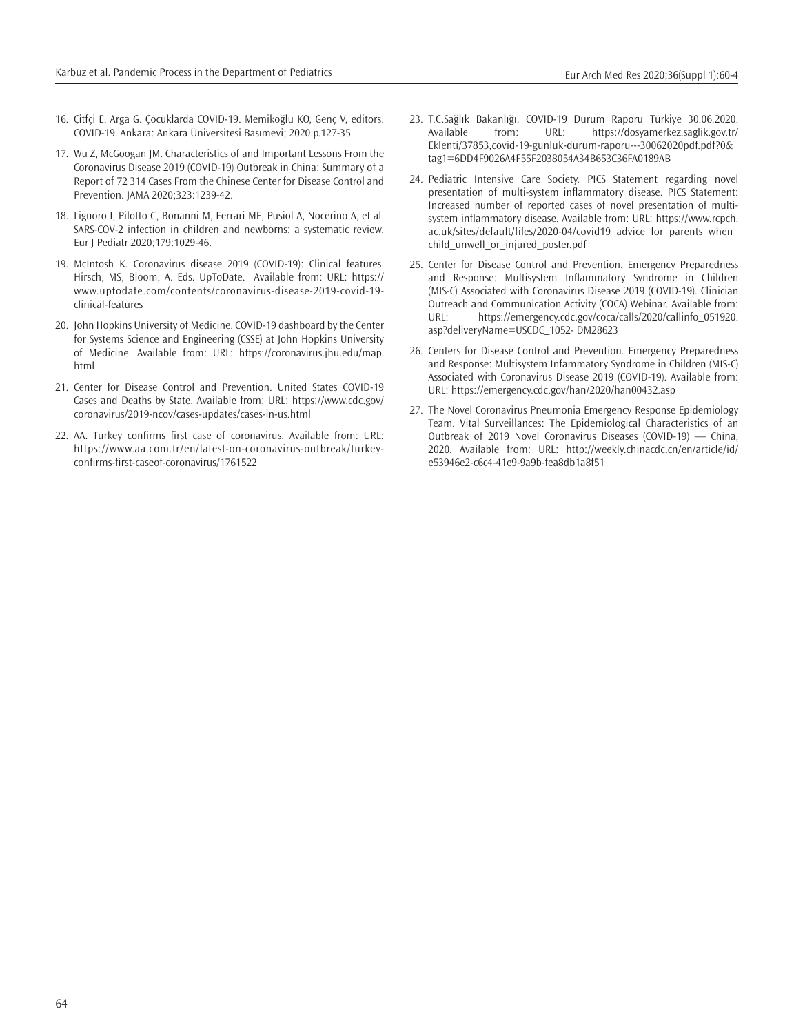16. Çitfçi E, Arga G. Çocuklarda COVID-19. Memikoğlu KO, Genç V, editors. COVID-19. Ankara: Ankara Üniversitesi Basımevi; 2020.p.127-35.

17. Wu Z, McGoogan JM. Characteristics of and Important Lessons From the Coronavirus Disease 2019 (COVID-19) Outbreak in China: Summary of a Report of 72 314 Cases From the Chinese Center for Disease Control and Prevention. JAMA 2020;323:1239-42.

18. Liguoro I, Pilotto C, Bonanni M, Ferrari ME, Pusiol A, Nocerino A, et al. SARS-COV-2 infection in children and newborns: a systematic review. Eur J Pediatr 2020;179:1029-46.

19. McIntosh K. Coronavirus disease 2019 (COVID-19): Clinical features. Hirsch, MS, Bloom, A. Eds. UpToDate. Available from: URL: https://www.uptodate.com/contents/coronavirus-disease-2019-covid-19-clinical-features

20. John Hopkins University of Medicine. COVID-19 dashboard by the Center for Systems Science and Engineering (CSSE) at John Hopkins University of Medicine. Available from: URL: https://coronavirus.jhu.edu/map.html

21. Center for Disease Control and Prevention. United States COVID-19 Cases and Deaths by State. Available from: URL: https://www.cdc.gov/coronavirus/2019-ncov/cases-updates/cases-in-us.html

22. AA. Turkey confirms first case of coronavirus. Available from: URL: https://www.aa.com.tr/en/latest-on-coronavirus-outbreak/turkey-confirms-first-caseof-coronavirus/1761522

23. T.C.Sağlık Bakanlığı. COVID-19 Durum Raporu Türkiye 30.06.2020. Available from: URL: https://dosyamerkez.saglik.gov.tr/Eklenti/37853,covid-19-gunluk-durum-raporu---30062020pdf.pdf?0&_tag1=6DD4F9026A4F55F2038054A34B653C36FA0189AB

24. Pediatric Intensive Care Society. PICS Statement regarding novel presentation of multi-system inflammatory disease. PICS Statement: Increased number of reported cases of novel presentation of multi-system inflammatory disease. Available from: URL: https://www.rcpch.ac.uk/sites/default/files/2020-04/covid19_advice_for_parents_when_child_unwell_or_injured_poster.pdf

25. Center for Disease Control and Prevention. Emergency Preparedness and Response: Multisystem Inflammatory Syndrome in Children (MIS-C) Associated with Coronavirus Disease 2019 (COVID-19). Clinician Outreach and Communication Activity (COCA) Webinar. Available from: URL: https://emergency.cdc.gov/coca/calls/2020/callinfo_051920.asp?deliveryName=USCDC_1052- DM28623

26. Centers for Disease Control and Prevention. Emergency Preparedness and Response: Multisystem Infammatory Syndrome in Children (MIS-C) Associated with Coronavirus Disease 2019 (COVID-19). Available from: URL: https://emergency.cdc.gov/han/2020/han00432.asp

27. The Novel Coronavirus Pneumonia Emergency Response Epidemiology Team. Vital Surveillances: The Epidemiological Characteristics of an Outbreak of 2019 Novel Coronavirus Diseases (COVID-19) — China, 2020. Available from: URL: http://weekly.chinacdc.cn/en/article/id/e53946e2-c6c4-41e9-9a9b-fea8db1a8f51